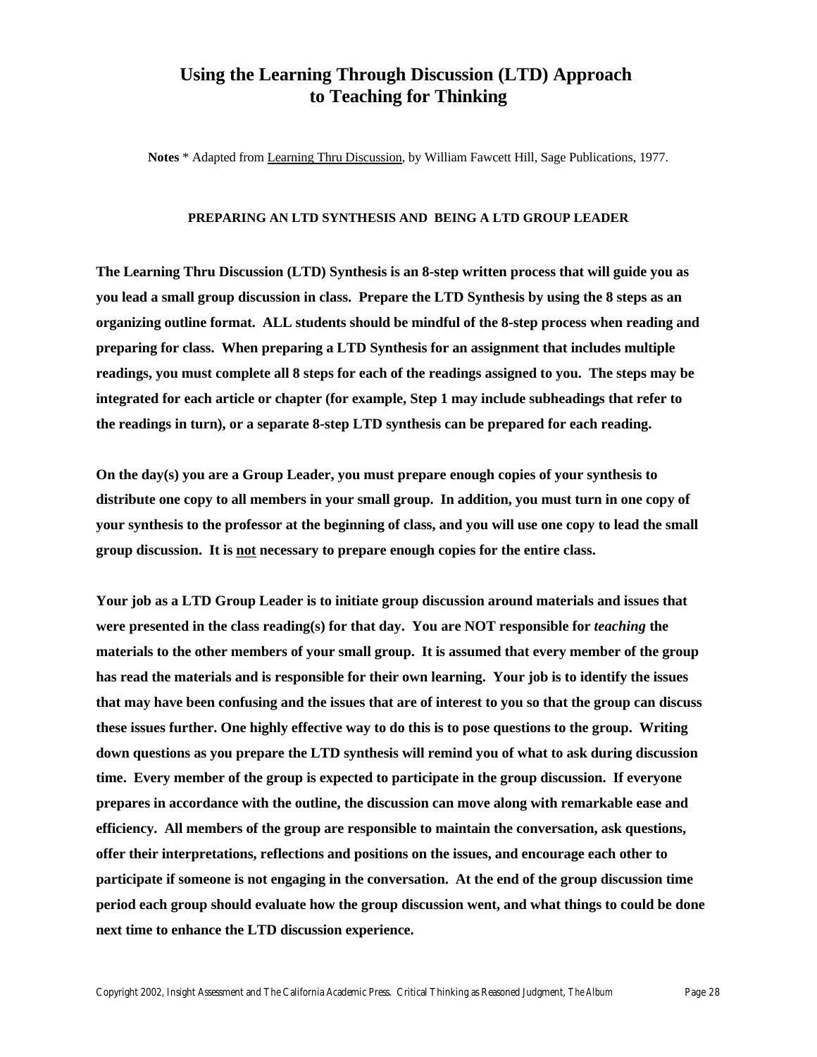# Using the Learning Through Discussion (LTD) Approach to Teaching for Thinking

**Notes** * Adapted from Learning Thru Discussion, by William Fawcett Hill, Sage Publications, 1977.

### PREPARING AN LTD SYNTHESIS AND BEING A LTD GROUP LEADER

**The Learning Thru Discussion (LTD) Synthesis is an 8-step written process that will guide you as you lead a small group discussion in class. Prepare the LTD Synthesis by using the 8 steps as an organizing outline format. ALL students should be mindful of the 8-step process when reading and preparing for class. When preparing a LTD Synthesis for an assignment that includes multiple readings, you must complete all 8 steps for each of the readings assigned to you. The steps may be integrated for each article or chapter (for example, Step 1 may include subheadings that refer to the readings in turn), or a separate 8-step LTD synthesis can be prepared for each reading.**

**On the day(s) you are a Group Leader, you must prepare enough copies of your synthesis to distribute one copy to all members in your small group. In addition, you must turn in one copy of your synthesis to the professor at the beginning of class, and you will use one copy to lead the small group discussion. It is <u>not</u> necessary to prepare enough copies for the entire class.**

**Your job as a LTD Group Leader is to initiate group discussion around materials and issues that were presented in the class reading(s) for that day. You are NOT responsible for *teaching* the materials to the other members of your small group. It is assumed that every member of the group has read the materials and is responsible for their own learning. Your job is to identify the issues that may have been confusing and the issues that are of interest to you so that the group can discuss these issues further. One highly effective way to do this is to pose questions to the group. Writing down questions as you prepare the LTD synthesis will remind you of what to ask during discussion time. Every member of the group is expected to participate in the group discussion. If everyone prepares in accordance with the outline, the discussion can move along with remarkable ease and efficiency. All members of the group are responsible to maintain the conversation, ask questions, offer their interpretations, reflections and positions on the issues, and encourage each other to participate if someone is not engaging in the conversation. At the end of the group discussion time period each group should evaluate how the group discussion went, and what things to could be done next time to enhance the LTD discussion experience.**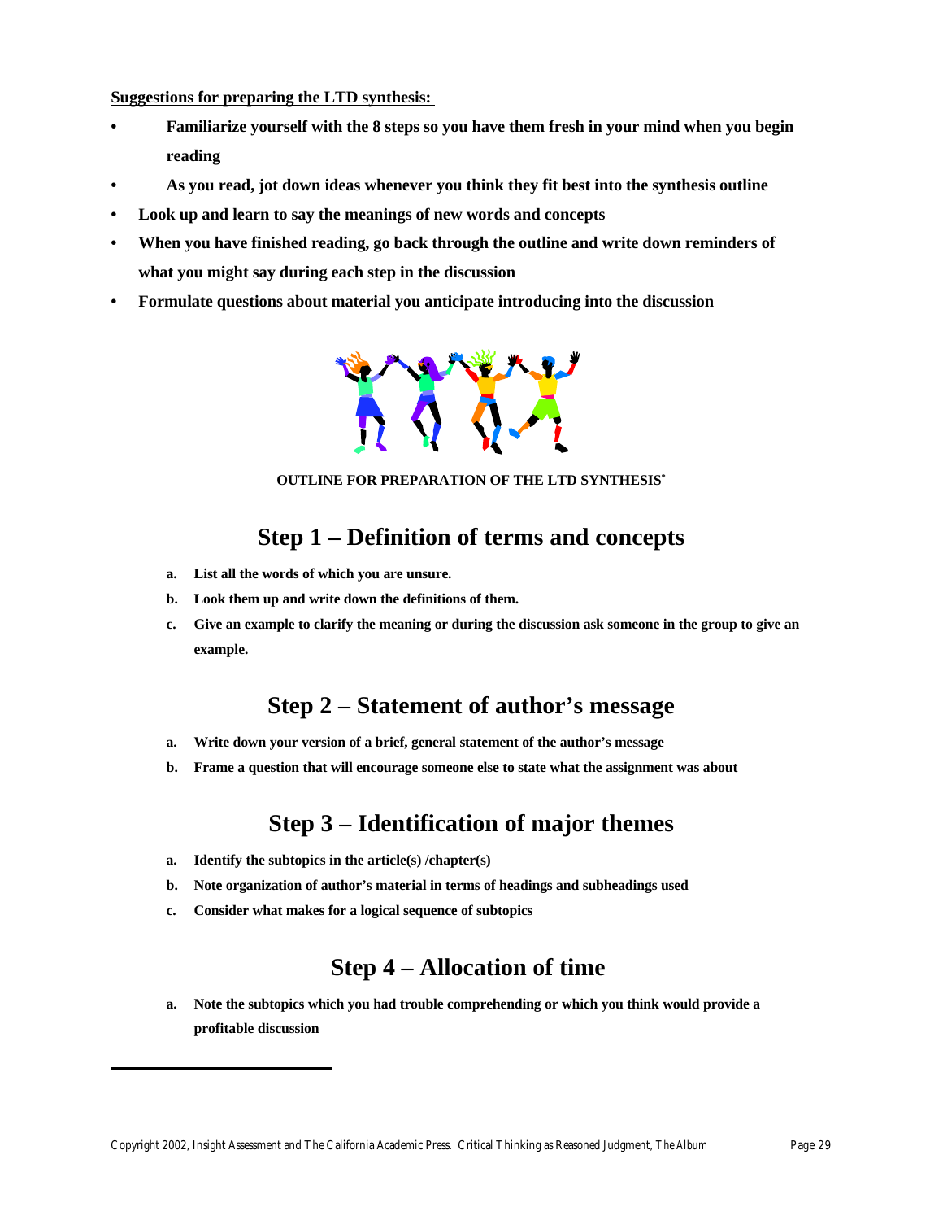**Suggestions for preparing the LTD synthesis:**

- **Familiarize yourself with the 8 steps so you have them fresh in your mind when you begin reading**
- **As you read, jot down ideas whenever you think they fit best into the synthesis outline**
- **Look up and learn to say the meanings of new words and concepts**
- **When you have finished reading, go back through the outline and write down reminders of what you might say during each step in the discussion**
- **Formulate questions about material you anticipate introducing into the discussion**

**OUTLINE FOR PREPARATION OF THE LTD SYNTHESIS***

## Step 1 – Definition of terms and concepts

a. **List all the words of which you are unsure.**

b. **Look them up and write down the definitions of them.**

c. **Give an example to clarify the meaning or during the discussion ask someone in the group to give an example.**

## Step 2 – Statement of author's message

a. **Write down your version of a brief, general statement of the author's message**

b. **Frame a question that will encourage someone else to state what the assignment was about**

## Step 3 – Identification of major themes

a. **Identify the subtopics in the article(s) /chapter(s)**

b. **Note organization of author's material in terms of headings and subheadings used**

c. **Consider what makes for a logical sequence of subtopics**

## Step 4 – Allocation of time

a. **Note the subtopics which you had trouble comprehending or which you think would provide a profitable discussion**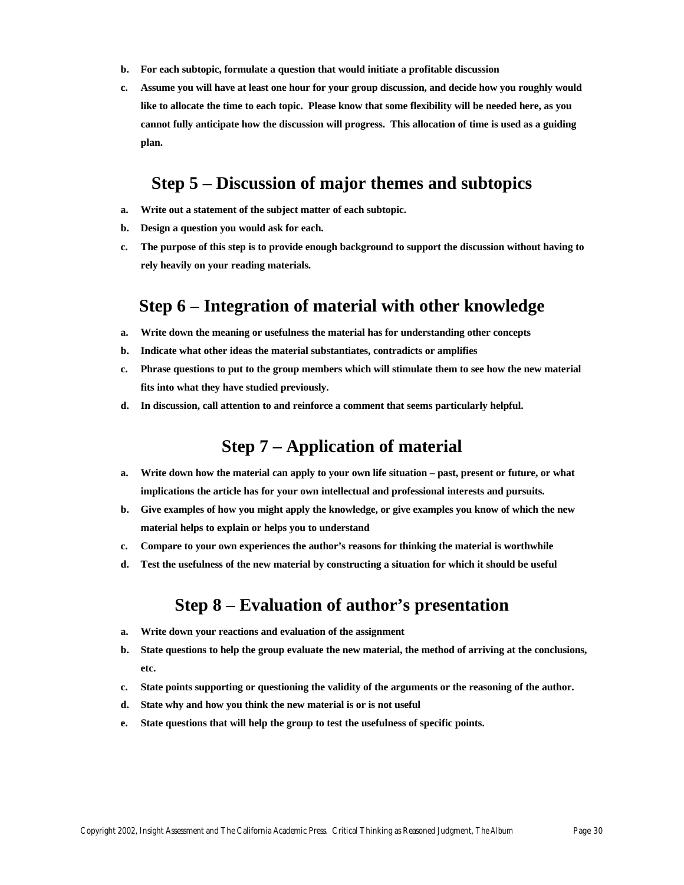b. **For each subtopic, formulate a question that would initiate a profitable discussion**

c. **Assume you will have at least one hour for your group discussion, and decide how you roughly would like to allocate the time to each topic. Please know that some flexibility will be needed here, as you cannot fully anticipate how the discussion will progress. This allocation of time is used as a guiding plan.**

## Step 5 – Discussion of major themes and subtopics

a. **Write out a statement of the subject matter of each subtopic.**

b. **Design a question you would ask for each.**

c. **The purpose of this step is to provide enough background to support the discussion without having to rely heavily on your reading materials.**

## Step 6 – Integration of material with other knowledge

a. **Write down the meaning or usefulness the material has for understanding other concepts**

b. **Indicate what other ideas the material substantiates, contradicts or amplifies**

c. **Phrase questions to put to the group members which will stimulate them to see how the new material fits into what they have studied previously.**

d. **In discussion, call attention to and reinforce a comment that seems particularly helpful.**

## Step 7 – Application of material

a. **Write down how the material can apply to your own life situation – past, present or future, or what implications the article has for your own intellectual and professional interests and pursuits.**

b. **Give examples of how you might apply the knowledge, or give examples you know of which the new material helps to explain or helps you to understand**

c. **Compare to your own experiences the author's reasons for thinking the material is worthwhile**

d. **Test the usefulness of the new material by constructing a situation for which it should be useful**

## Step 8 – Evaluation of author's presentation

a. **Write down your reactions and evaluation of the assignment**

b. **State questions to help the group evaluate the new material, the method of arriving at the conclusions, etc.**

c. **State points supporting or questioning the validity of the arguments or the reasoning of the author.**

d. **State why and how you think the new material is or is not useful**

e. **State questions that will help the group to test the usefulness of specific points.**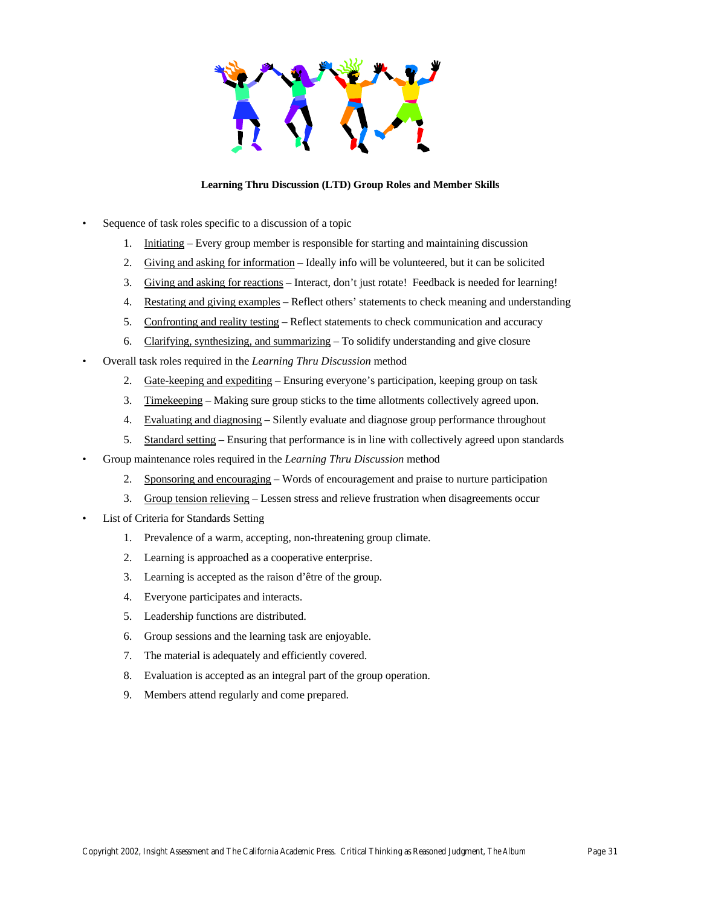**Learning Thru Discussion (LTD) Group Roles and Member Skills**

- Sequence of task roles specific to a discussion of a topic
  1. Initiating – Every group member is responsible for starting and maintaining discussion
  2. Giving and asking for information – Ideally info will be volunteered, but it can be solicited
  3. Giving and asking for reactions – Interact, don't just rotate! Feedback is needed for learning!
  4. Restating and giving examples – Reflect others' statements to check meaning and understanding
  5. Confronting and reality testing – Reflect statements to check communication and accuracy
  6. Clarifying, synthesizing, and summarizing – To solidify understanding and give closure
- Overall task roles required in the *Learning Thru Discussion* method
  2. Gate-keeping and expediting – Ensuring everyone's participation, keeping group on task
  3. Timekeeping – Making sure group sticks to the time allotments collectively agreed upon.
  4. Evaluating and diagnosing – Silently evaluate and diagnose group performance throughout
  5. Standard setting – Ensuring that performance is in line with collectively agreed upon standards
- Group maintenance roles required in the *Learning Thru Discussion* method
  2. Sponsoring and encouraging – Words of encouragement and praise to nurture participation
  3. Group tension relieving – Lessen stress and relieve frustration when disagreements occur
- List of Criteria for Standards Setting
  1. Prevalence of a warm, accepting, non-threatening group climate.
  2. Learning is approached as a cooperative enterprise.
  3. Learning is accepted as the raison d'être of the group.
  4. Everyone participates and interacts.
  5. Leadership functions are distributed.
  6. Group sessions and the learning task are enjoyable.
  7. The material is adequately and efficiently covered.
  8. Evaluation is accepted as an integral part of the group operation.
  9. Members attend regularly and come prepared.